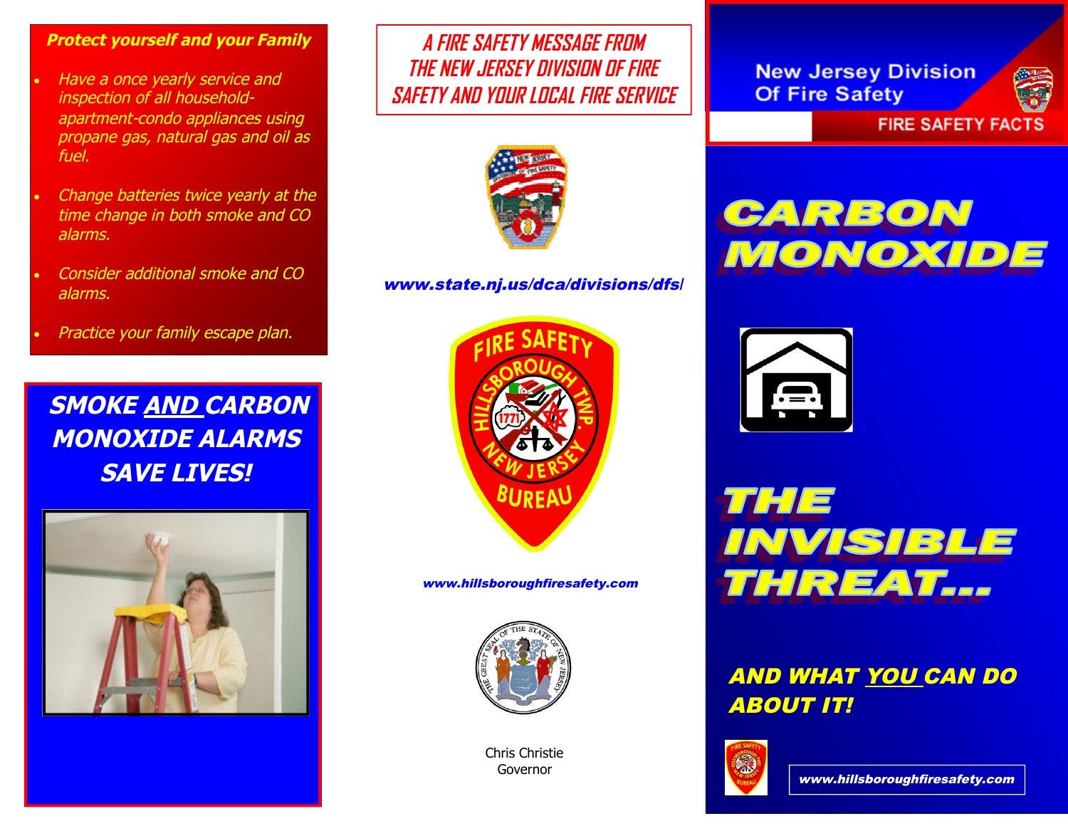**Protect yourself and your Family**

- Have a once yearly service and inspection of all household-apartment-condo appliances using propane gas, natural gas and oil as fuel.
- Change batteries twice yearly at the time change in both smoke and CO alarms.
- Consider additional smoke and CO alarms.
- Practice your family escape plan.

## SMOKE AND CARBON MONOXIDE ALARMS SAVE LIVES!

*A FIRE SAFETY MESSAGE FROM THE NEW JERSEY DIVISION OF FIRE SAFETY AND YOUR LOCAL FIRE SERVICE*

www.state.nj.us/dca/divisions/dfs/

FIRE SAFETY
HILLSBOROUGH TWP.
1771
NEW JERSEY
BUREAU

www.hillsboroughfiresafety.com

Chris Christie
Governor

New Jersey Division
Of Fire Safety

FIRE SAFETY FACTS

# CARBON MONOXIDE

# THE INVISIBLE THREAT...

## AND WHAT YOU CAN DO ABOUT IT!

www.hillsboroughfiresafety.com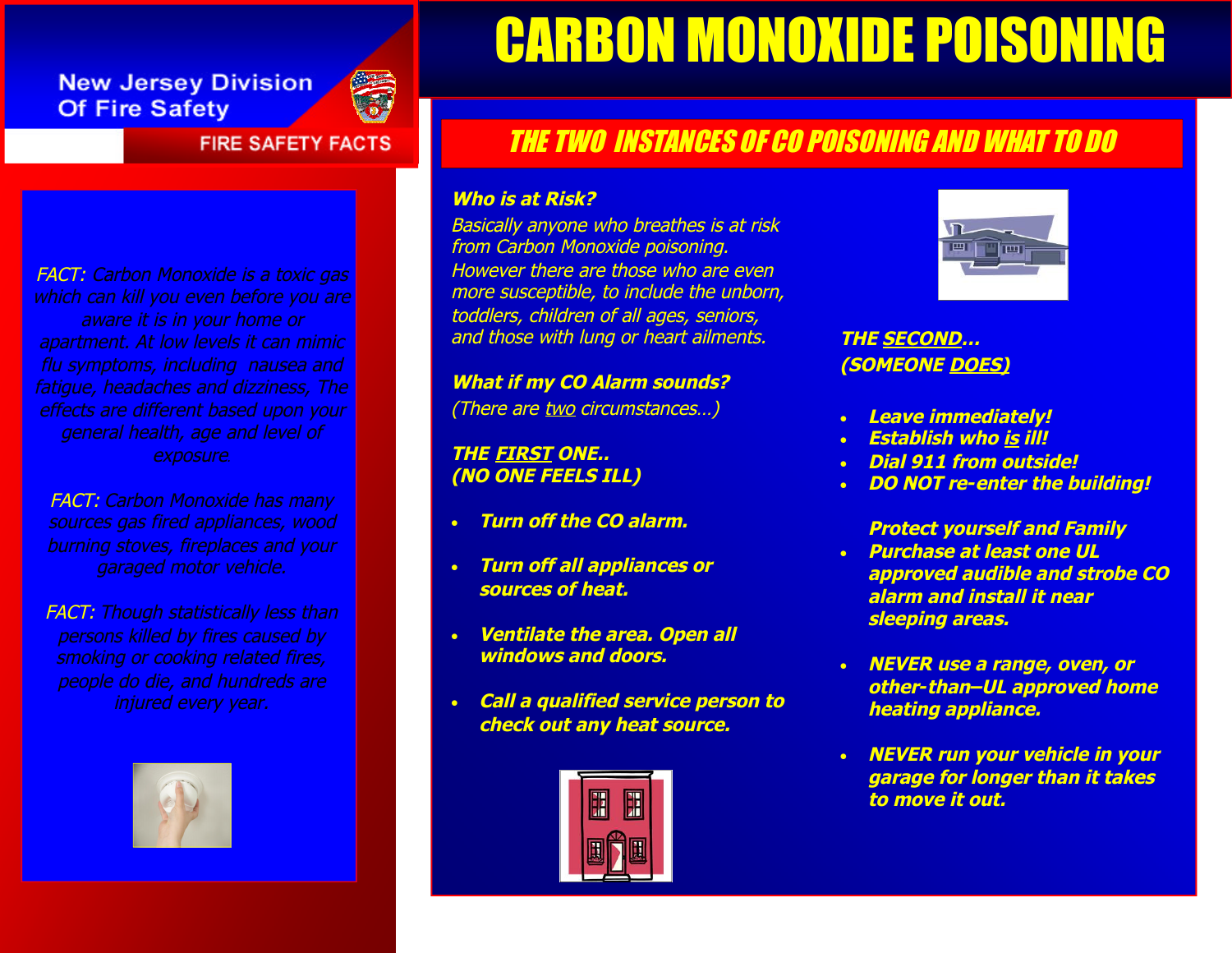New Jersey Division Of Fire Safety

FIRE SAFETY FACTS

*FACT: Carbon Monoxide is a toxic gas which can kill you even before you are aware it is in your home or apartment. At low levels it can mimic flu symptoms, including nausea and fatigue, headaches and dizziness, The effects are different based upon your general health, age and level of exposure.*

*FACT: Carbon Monoxide has many sources gas fired appliances, wood burning stoves, fireplaces and your garaged motor vehicle.*

*FACT: Though statistically less than persons killed by fires caused by smoking or cooking related fires, people do die, and hundreds are injured every year.*

# CARBON MONOXIDE POISONING

## *THE TWO INSTANCES OF CO POISONING AND WHAT TO DO*

***Who is at Risk?***

*Basically anyone who breathes is at risk from Carbon Monoxide poisoning. However there are those who are even more susceptible, to include the unborn, toddlers, children of all ages, seniors, and those with lung or heart ailments.*

***What if my CO Alarm sounds?***

*(There are two circumstances…)*

***THE FIRST ONE..***
***(NO ONE FEELS ILL)***

- ***Turn off the CO alarm.***
- ***Turn off all appliances or sources of heat.***
- ***Ventilate the area. Open all windows and doors.***
- ***Call a qualified service person to check out any heat source.***

***THE SECOND…***
***(SOMEONE DOES)***

- ***Leave immediately!***
- ***Establish who is ill!***
- ***Dial 911 from outside!***
- ***DO NOT re-enter the building!***

***Protect yourself and Family***

- ***Purchase at least one UL approved audible and strobe CO alarm and install it near sleeping areas.***
- ***NEVER use a range, oven, or other-than–UL approved home heating appliance.***
- ***NEVER run your vehicle in your garage for longer than it takes to move it out.***